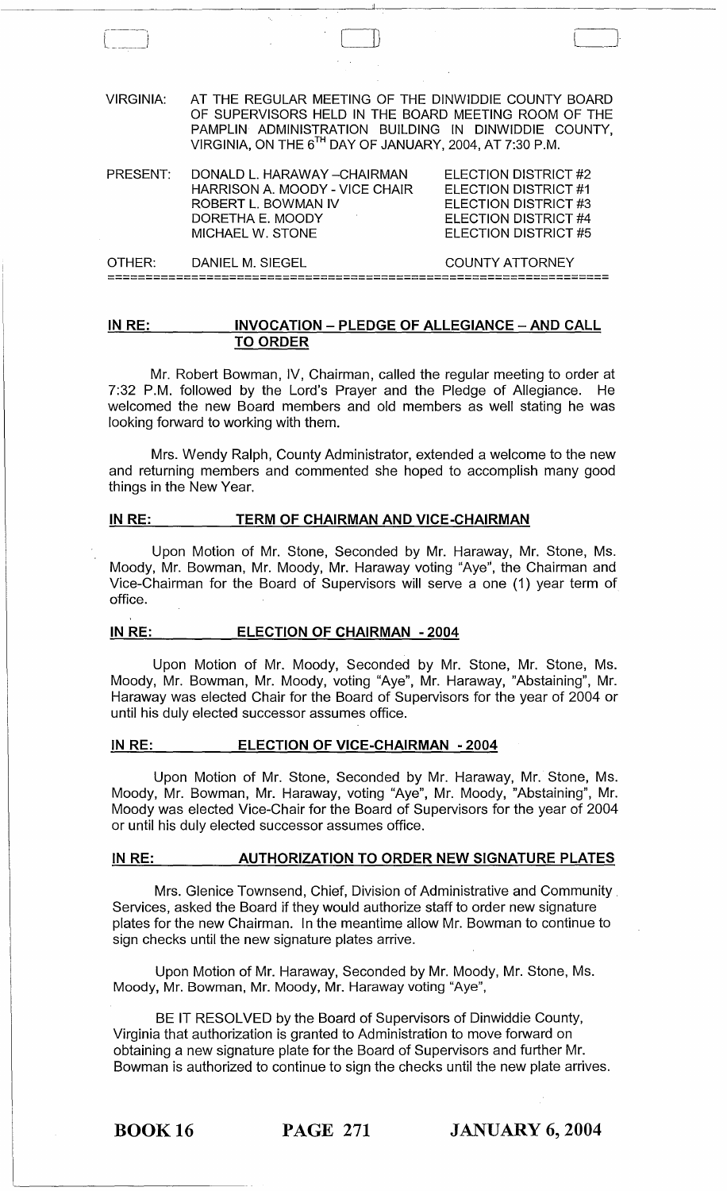VIRGINIA: AT THE REGULAR MEETING OF THE DINWIDDIE COUNTY BOARD OF SUPERVISORS HELD IN THE BOARD MEETING ROOM OF THE PAMPLIN ADMINISTRATION BUILDING IN DINWIDDIE COUNTY, VIRGINIA, ON THE 6TH DAY OF JANUARY, 2004, AT 7:30 P.M.

| PRESENT: | DONALD L. HARAWAY –CHAIRMAN | ELECTION DISTRICT #2 |
|---|---|---|
| | HARRISON A. MOODY - VICE CHAIR | ELECTION DISTRICT #1 |
| | ROBERT L. BOWMAN IV | ELECTION DISTRICT #3 |
| | DORETHA E. MOODY | ELECTION DISTRICT #4 |
| | MICHAEL W. STONE | ELECTION DISTRICT #5 |
| OTHER: | DANIEL M. SIEGEL | COUNTY ATTORNEY |

## IN RE: INVOCATION – PLEDGE OF ALLEGIANCE – AND CALL TO ORDER

Mr. Robert Bowman, IV, Chairman, called the regular meeting to order at 7:32 P.M. followed by the Lord's Prayer and the Pledge of Allegiance. He welcomed the new Board members and old members as well stating he was looking forward to working with them.

Mrs. Wendy Ralph, County Administrator, extended a welcome to the new and returning members and commented she hoped to accomplish many good things in the New Year.

## IN RE: TERM OF CHAIRMAN AND VICE-CHAIRMAN

Upon Motion of Mr. Stone, Seconded by Mr. Haraway, Mr. Stone, Ms. Moody, Mr. Bowman, Mr. Moody, Mr. Haraway voting "Aye", the Chairman and Vice-Chairman for the Board of Supervisors will serve a one (1) year term of office.

## IN RE: ELECTION OF CHAIRMAN - 2004

Upon Motion of Mr. Moody, Seconded by Mr. Stone, Mr. Stone, Ms. Moody, Mr. Bowman, Mr. Moody, voting "Aye", Mr. Haraway, "Abstaining", Mr. Haraway was elected Chair for the Board of Supervisors for the year of 2004 or until his duly elected successor assumes office.

## IN RE: ELECTION OF VICE-CHAIRMAN - 2004

Upon Motion of Mr. Stone, Seconded by Mr. Haraway, Mr. Stone, Ms. Moody, Mr. Bowman, Mr. Haraway, voting "Aye", Mr. Moody, "Abstaining", Mr. Moody was elected Vice-Chair for the Board of Supervisors for the year of 2004 or until his duly elected successor assumes office.

## IN RE: AUTHORIZATION TO ORDER NEW SIGNATURE PLATES

Mrs. Glenice Townsend, Chief, Division of Administrative and Community Services, asked the Board if they would authorize staff to order new signature plates for the new Chairman. In the meantime allow Mr. Bowman to continue to sign checks until the new signature plates arrive.

Upon Motion of Mr. Haraway, Seconded by Mr. Moody, Mr. Stone, Ms. Moody, Mr. Bowman, Mr. Moody, Mr. Haraway voting "Aye",

BE IT RESOLVED by the Board of Supervisors of Dinwiddie County, Virginia that authorization is granted to Administration to move forward on obtaining a new signature plate for the Board of Supervisors and further Mr. Bowman is authorized to continue to sign the checks until the new plate arrives.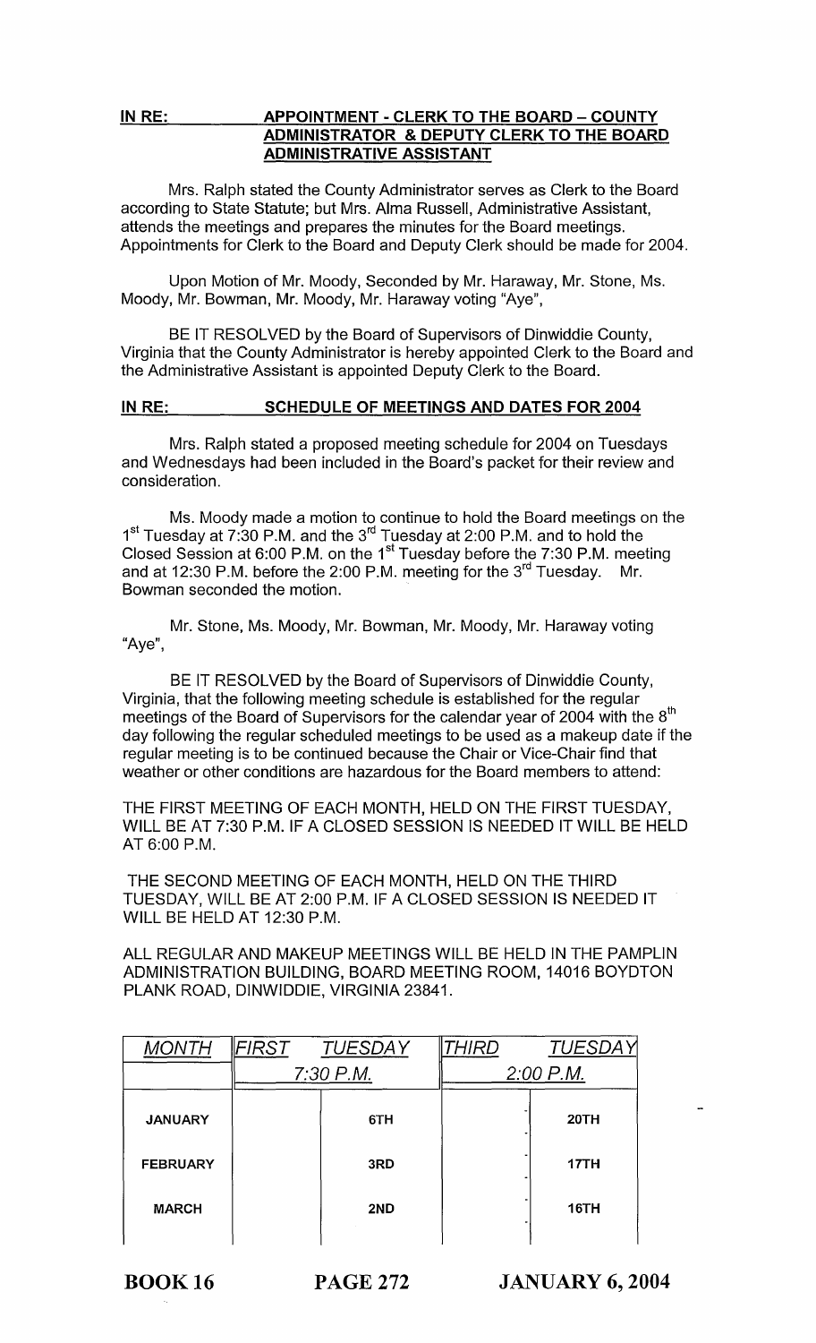**IN RE: APPOINTMENT - CLERK TO THE BOARD – COUNTY ADMINISTRATOR & DEPUTY CLERK TO THE BOARD ADMINISTRATIVE ASSISTANT**

Mrs. Ralph stated the County Administrator serves as Clerk to the Board according to State Statute; but Mrs. Alma Russell, Administrative Assistant, attends the meetings and prepares the minutes for the Board meetings. Appointments for Clerk to the Board and Deputy Clerk should be made for 2004.

Upon Motion of Mr. Moody, Seconded by Mr. Haraway, Mr. Stone, Ms. Moody, Mr. Bowman, Mr. Moody, Mr. Haraway voting "Aye",

BE IT RESOLVED by the Board of Supervisors of Dinwiddie County, Virginia that the County Administrator is hereby appointed Clerk to the Board and the Administrative Assistant is appointed Deputy Clerk to the Board.

**IN RE: SCHEDULE OF MEETINGS AND DATES FOR 2004**

Mrs. Ralph stated a proposed meeting schedule for 2004 on Tuesdays and Wednesdays had been included in the Board's packet for their review and consideration.

Ms. Moody made a motion to continue to hold the Board meetings on the 1st Tuesday at 7:30 P.M. and the 3rd Tuesday at 2:00 P.M. and to hold the Closed Session at 6:00 P.M. on the 1st Tuesday before the 7:30 P.M. meeting and at 12:30 P.M. before the 2:00 P.M. meeting for the 3rd Tuesday. Mr. Bowman seconded the motion.

Mr. Stone, Ms. Moody, Mr. Bowman, Mr. Moody, Mr. Haraway voting "Aye",

BE IT RESOLVED by the Board of Supervisors of Dinwiddie County, Virginia, that the following meeting schedule is established for the regular meetings of the Board of Supervisors for the calendar year of 2004 with the 8th day following the regular scheduled meetings to be used as a makeup date if the regular meeting is to be continued because the Chair or Vice-Chair find that weather or other conditions are hazardous for the Board members to attend:

THE FIRST MEETING OF EACH MONTH, HELD ON THE FIRST TUESDAY, WILL BE AT 7:30 P.M. IF A CLOSED SESSION IS NEEDED IT WILL BE HELD AT 6:00 P.M.

THE SECOND MEETING OF EACH MONTH, HELD ON THE THIRD TUESDAY, WILL BE AT 2:00 P.M. IF A CLOSED SESSION IS NEEDED IT WILL BE HELD AT 12:30 P.M.

ALL REGULAR AND MAKEUP MEETINGS WILL BE HELD IN THE PAMPLIN ADMINISTRATION BUILDING, BOARD MEETING ROOM, 14016 BOYDTON PLANK ROAD, DINWIDDIE, VIRGINIA 23841.

| *MONTH* | *FIRST TUESDAY* | | *THIRD TUESDAY* | |
|---|---|---|---|---|
| | *7:30 P.M.* | | *2:00 P.M.* | |
| **JANUARY** | | **6TH** | | **20TH** |
| **FEBRUARY** | | **3RD** | | **17TH** |
| **MARCH** | | **2ND** | | **16TH** |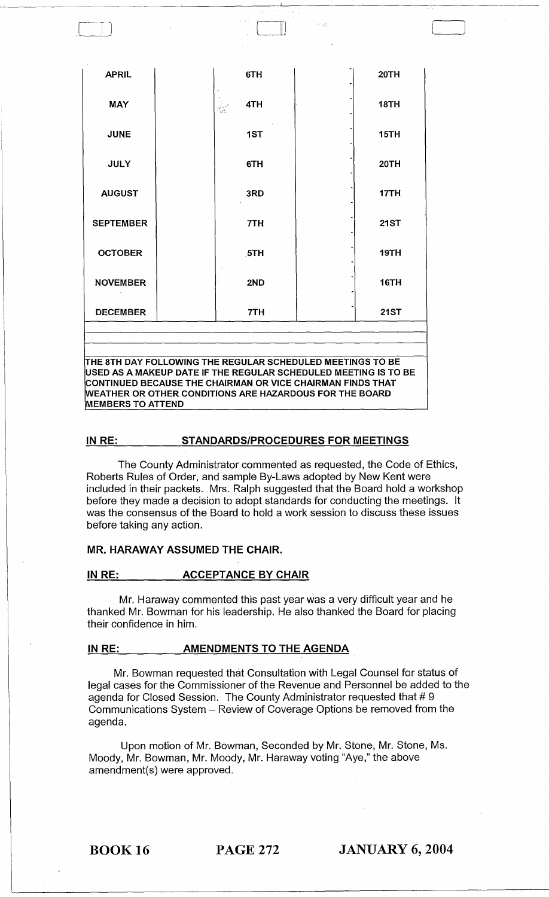| APRIL | | 6TH | | 20TH |
|---|---|---|---|---|
| MAY | | 4TH | | 18TH |
| JUNE | | 1ST | | 15TH |
| JULY | | 6TH | | 20TH |
| AUGUST | | 3RD | | 17TH |
| SEPTEMBER | | 7TH | | 21ST |
| OCTOBER | | 5TH | | 19TH |
| NOVEMBER | | 2ND | | 16TH |
| DECEMBER | | 7TH | | 21ST |

THE 8TH DAY FOLLOWING THE REGULAR SCHEDULED MEETINGS TO BE USED AS A MAKEUP DATE IF THE REGULAR SCHEDULED MEETING IS TO BE CONTINUED BECAUSE THE CHAIRMAN OR VICE CHAIRMAN FINDS THAT WEATHER OR OTHER CONDITIONS ARE HAZARDOUS FOR THE BOARD MEMBERS TO ATTEND

## IN RE: STANDARDS/PROCEDURES FOR MEETINGS

The County Administrator commented as requested, the Code of Ethics, Roberts Rules of Order, and sample By-Laws adopted by New Kent were included in their packets. Mrs. Ralph suggested that the Board hold a workshop before they made a decision to adopt standards for conducting the meetings. It was the consensus of the Board to hold a work session to discuss these issues before taking any action.

**MR. HARAWAY ASSUMED THE CHAIR.**

## IN RE: ACCEPTANCE BY CHAIR

Mr. Haraway commented this past year was a very difficult year and he thanked Mr. Bowman for his leadership. He also thanked the Board for placing their confidence in him.

## IN RE: AMENDMENTS TO THE AGENDA

Mr. Bowman requested that Consultation with Legal Counsel for status of legal cases for the Commissioner of the Revenue and Personnel be added to the agenda for Closed Session. The County Administrator requested that # 9 Communications System – Review of Coverage Options be removed from the agenda.

Upon motion of Mr. Bowman, Seconded by Mr. Stone, Mr. Stone, Ms. Moody, Mr. Bowman, Mr. Moody, Mr. Haraway voting "Aye," the above amendment(s) were approved.

**BOOK 16 PAGE 272 JANUARY 6, 2004**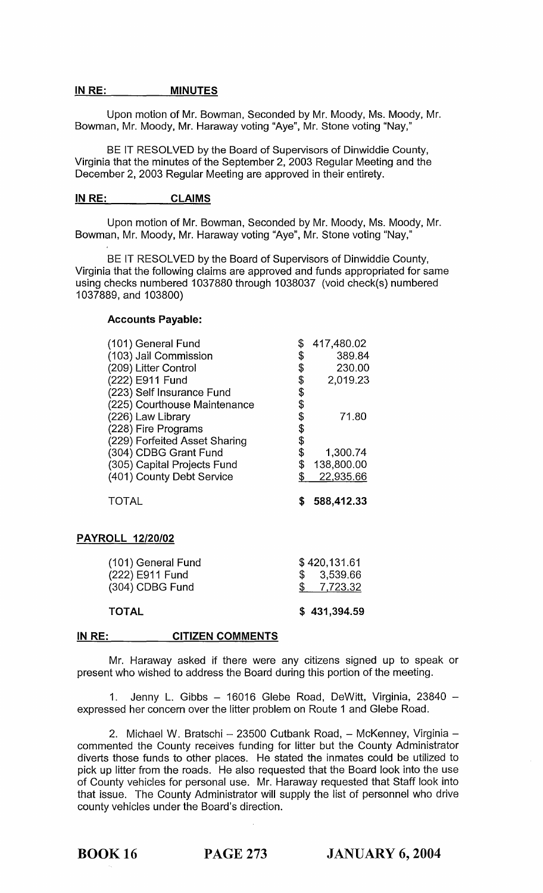**IN RE: MINUTES**

Upon motion of Mr. Bowman, Seconded by Mr. Moody, Ms. Moody, Mr. Bowman, Mr. Moody, Mr. Haraway voting "Aye", Mr. Stone voting "Nay,"

BE IT RESOLVED by the Board of Supervisors of Dinwiddie County, Virginia that the minutes of the September 2, 2003 Regular Meeting and the December 2, 2003 Regular Meeting are approved in their entirety.

**IN RE: CLAIMS**

Upon motion of Mr. Bowman, Seconded by Mr. Moody, Ms. Moody, Mr. Bowman, Mr. Moody, Mr. Haraway voting "Aye", Mr. Stone voting "Nay,"

BE IT RESOLVED by the Board of Supervisors of Dinwiddie County, Virginia that the following claims are approved and funds appropriated for same using checks numbered 1037880 through 1038037 (void check(s) numbered 1037889, and 103800)

**Accounts Payable:**

| | |
|---|---|
| (101) General Fund | $ 417,480.02 |
| (103) Jail Commission | $ 389.84 |
| (209) Litter Control | $ 230.00 |
| (222) E911 Fund | $ 2,019.23 |
| (223) Self Insurance Fund | $ |
| (225) Courthouse Maintenance | $ |
| (226) Law Library | $ 71.80 |
| (228) Fire Programs | $ |
| (229) Forfeited Asset Sharing | $ |
| (304) CDBG Grant Fund | $ 1,300.74 |
| (305) Capital Projects Fund | $ 138,800.00 |
| (401) County Debt Service | $ 22,935.66 |
| TOTAL | **$ 588,412.33** |

**PAYROLL 12/20/02**

| | |
|---|---|
| (101) General Fund | $ 420,131.61 |
| (222) E911 Fund | $ 3,539.66 |
| (304) CDBG Fund | $ 7,723.32 |
| **TOTAL** | **$ 431,394.59** |

**IN RE: CITIZEN COMMENTS**

Mr. Haraway asked if there were any citizens signed up to speak or present who wished to address the Board during this portion of the meeting.

1. Jenny L. Gibbs – 16016 Glebe Road, DeWitt, Virginia, 23840 – expressed her concern over the litter problem on Route 1 and Glebe Road.

2. Michael W. Bratschi – 23500 Cutbank Road, – McKenney, Virginia – commented the County receives funding for litter but the County Administrator diverts those funds to other places. He stated the inmates could be utilized to pick up litter from the roads. He also requested that the Board look into the use of County vehicles for personal use. Mr. Haraway requested that Staff look into that issue. The County Administrator will supply the list of personnel who drive county vehicles under the Board's direction.

**BOOK 16 PAGE 273 JANUARY 6, 2004**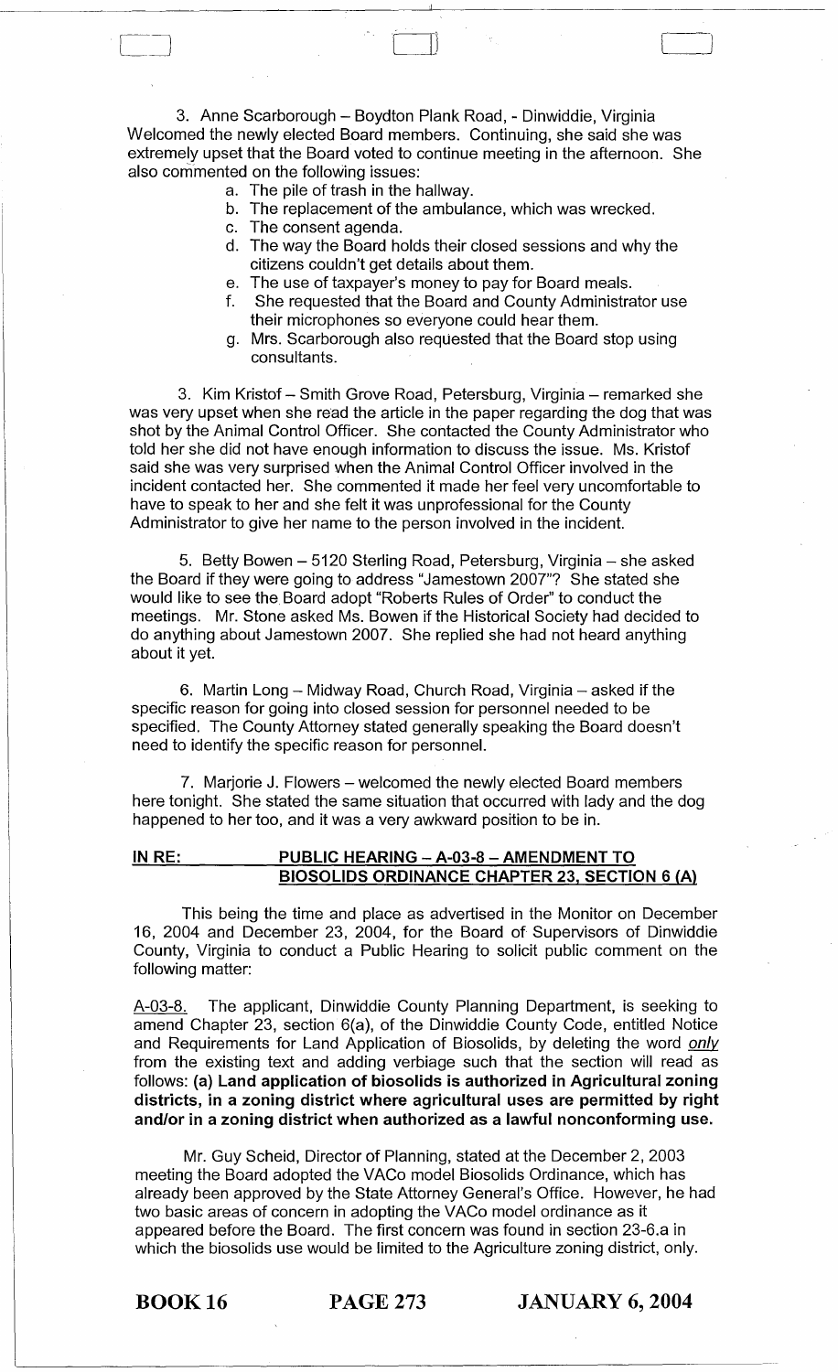3. Anne Scarborough – Boydton Plank Road, - Dinwiddie, Virginia Welcomed the newly elected Board members. Continuing, she said she was extremely upset that the Board voted to continue meeting in the afternoon. She also commented on the following issues:

a. The pile of trash in the hallway.
b. The replacement of the ambulance, which was wrecked.
c. The consent agenda.
d. The way the Board holds their closed sessions and why the citizens couldn't get details about them.
e. The use of taxpayer's money to pay for Board meals.
f. She requested that the Board and County Administrator use their microphones so everyone could hear them.
g. Mrs. Scarborough also requested that the Board stop using consultants.

3. Kim Kristof – Smith Grove Road, Petersburg, Virginia – remarked she was very upset when she read the article in the paper regarding the dog that was shot by the Animal Control Officer. She contacted the County Administrator who told her she did not have enough information to discuss the issue. Ms. Kristof said she was very surprised when the Animal Control Officer involved in the incident contacted her. She commented it made her feel very uncomfortable to have to speak to her and she felt it was unprofessional for the County Administrator to give her name to the person involved in the incident.

5. Betty Bowen – 5120 Sterling Road, Petersburg, Virginia – she asked the Board if they were going to address "Jamestown 2007"? She stated she would like to see the Board adopt "Roberts Rules of Order" to conduct the meetings. Mr. Stone asked Ms. Bowen if the Historical Society had decided to do anything about Jamestown 2007. She replied she had not heard anything about it yet.

6. Martin Long – Midway Road, Church Road, Virginia – asked if the specific reason for going into closed session for personnel needed to be specified. The County Attorney stated generally speaking the Board doesn't need to identify the specific reason for personnel.

7. Marjorie J. Flowers – welcomed the newly elected Board members here tonight. She stated the same situation that occurred with lady and the dog happened to her too, and it was a very awkward position to be in.

**IN RE: PUBLIC HEARING – A-03-8 – AMENDMENT TO BIOSOLIDS ORDINANCE CHAPTER 23, SECTION 6 (A)**

This being the time and place as advertised in the Monitor on December 16, 2004 and December 23, 2004, for the Board of Supervisors of Dinwiddie County, Virginia to conduct a Public Hearing to solicit public comment on the following matter:

A-03-8. The applicant, Dinwiddie County Planning Department, is seeking to amend Chapter 23, section 6(a), of the Dinwiddie County Code, entitled Notice and Requirements for Land Application of Biosolids, by deleting the word *only* from the existing text and adding verbiage such that the section will read as follows: **(a) Land application of biosolids is authorized in Agricultural zoning districts, in a zoning district where agricultural uses are permitted by right and/or in a zoning district when authorized as a lawful nonconforming use.**

Mr. Guy Scheid, Director of Planning, stated at the December 2, 2003 meeting the Board adopted the VACo model Biosolids Ordinance, which has already been approved by the State Attorney General's Office. However, he had two basic areas of concern in adopting the VACo model ordinance as it appeared before the Board. The first concern was found in section 23-6.a in which the biosolids use would be limited to the Agriculture zoning district, only.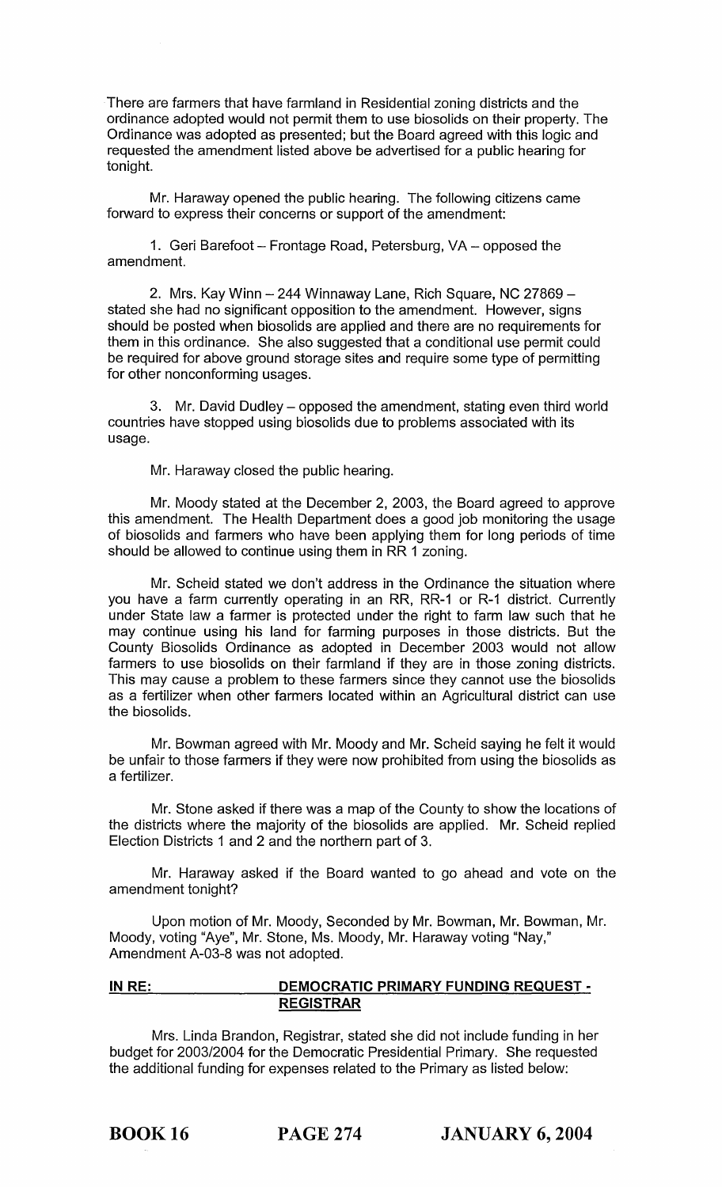There are farmers that have farmland in Residential zoning districts and the ordinance adopted would not permit them to use biosolids on their property. The Ordinance was adopted as presented; but the Board agreed with this logic and requested the amendment listed above be advertised for a public hearing for tonight.

Mr. Haraway opened the public hearing. The following citizens came forward to express their concerns or support of the amendment:

1. Geri Barefoot – Frontage Road, Petersburg, VA – opposed the amendment.

2. Mrs. Kay Winn – 244 Winnaway Lane, Rich Square, NC 27869 – stated she had no significant opposition to the amendment. However, signs should be posted when biosolids are applied and there are no requirements for them in this ordinance. She also suggested that a conditional use permit could be required for above ground storage sites and require some type of permitting for other nonconforming usages.

3. Mr. David Dudley – opposed the amendment, stating even third world countries have stopped using biosolids due to problems associated with its usage.

Mr. Haraway closed the public hearing.

Mr. Moody stated at the December 2, 2003, the Board agreed to approve this amendment. The Health Department does a good job monitoring the usage of biosolids and farmers who have been applying them for long periods of time should be allowed to continue using them in RR 1 zoning.

Mr. Scheid stated we don't address in the Ordinance the situation where you have a farm currently operating in an RR, RR-1 or R-1 district. Currently under State law a farmer is protected under the right to farm law such that he may continue using his land for farming purposes in those districts. But the County Biosolids Ordinance as adopted in December 2003 would not allow farmers to use biosolids on their farmland if they are in those zoning districts. This may cause a problem to these farmers since they cannot use the biosolids as a fertilizer when other farmers located within an Agricultural district can use the biosolids.

Mr. Bowman agreed with Mr. Moody and Mr. Scheid saying he felt it would be unfair to those farmers if they were now prohibited from using the biosolids as a fertilizer.

Mr. Stone asked if there was a map of the County to show the locations of the districts where the majority of the biosolids are applied. Mr. Scheid replied Election Districts 1 and 2 and the northern part of 3.

Mr. Haraway asked if the Board wanted to go ahead and vote on the amendment tonight?

Upon motion of Mr. Moody, Seconded by Mr. Bowman, Mr. Bowman, Mr. Moody, voting "Aye", Mr. Stone, Ms. Moody, Mr. Haraway voting "Nay," Amendment A-03-8 was not adopted.

**IN RE: DEMOCRATIC PRIMARY FUNDING REQUEST - REGISTRAR**

Mrs. Linda Brandon, Registrar, stated she did not include funding in her budget for 2003/2004 for the Democratic Presidential Primary. She requested the additional funding for expenses related to the Primary as listed below: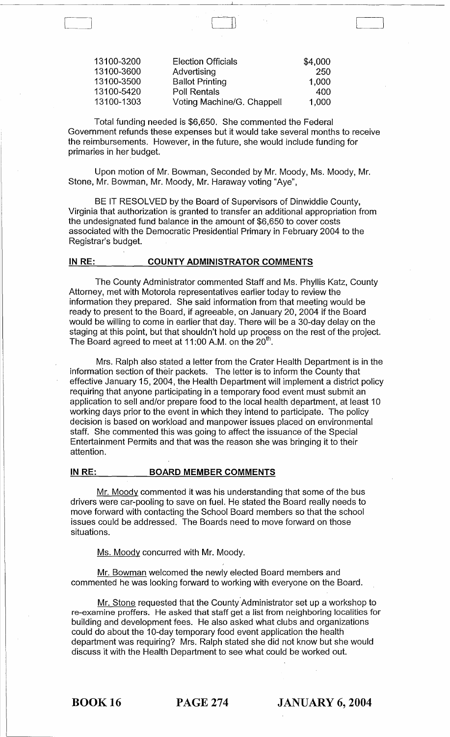| | | |
|---|---|---|
| 13100-3200 | Election Officials | $4,000 |
| 13100-3600 | Advertising | 250 |
| 13100-3500 | Ballot Printing | 1,000 |
| 13100-5420 | Poll Rentals | 400 |
| 13100-1303 | Voting Machine/G. Chappell | 1,000 |

Total funding needed is $6,650. She commented the Federal Government refunds these expenses but it would take several months to receive the reimbursements. However, in the future, she would include funding for primaries in her budget.

Upon motion of Mr. Bowman, Seconded by Mr. Moody, Ms. Moody, Mr. Stone, Mr. Bowman, Mr. Moody, Mr. Haraway voting "Aye",

BE IT RESOLVED by the Board of Supervisors of Dinwiddie County, Virginia that authorization is granted to transfer an additional appropriation from the undesignated fund balance in the amount of $6,650 to cover costs associated with the Democratic Presidential Primary in February 2004 to the Registrar's budget.

## IN RE: COUNTY ADMINISTRATOR COMMENTS

The County Administrator commented Staff and Ms. Phyllis Katz, County Attorney, met with Motorola representatives earlier today to review the information they prepared. She said information from that meeting would be ready to present to the Board, if agreeable, on January 20, 2004 if the Board would be willing to come in earlier that day. There will be a 30-day delay on the staging at this point, but that shouldn't hold up process on the rest of the project. The Board agreed to meet at 11:00 A.M. on the 20th.

Mrs. Ralph also stated a letter from the Crater Health Department is in the information section of their packets. The letter is to inform the County that effective January 15, 2004, the Health Department will implement a district policy requiring that anyone participating in a temporary food event must submit an application to sell and/or prepare food to the local health department, at least 10 working days prior to the event in which they intend to participate. The policy decision is based on workload and manpower issues placed on environmental staff. She commented this was going to affect the issuance of the Special Entertainment Permits and that was the reason she was bringing it to their attention.

## IN RE: BOARD MEMBER COMMENTS

Mr. Moody commented it was his understanding that some of the bus drivers were car-pooling to save on fuel. He stated the Board really needs to move forward with contacting the School Board members so that the school issues could be addressed. The Boards need to move forward on those situations.

Ms. Moody concurred with Mr. Moody.

Mr. Bowman welcomed the newly elected Board members and commented he was looking forward to working with everyone on the Board.

Mr. Stone requested that the County Administrator set up a workshop to re-examine proffers. He asked that staff get a list from neighboring localities for building and development fees. He also asked what clubs and organizations could do about the 10-day temporary food event application the health department was requiring? Mrs. Ralph stated she did not know but she would discuss it with the Health Department to see what could be worked out.

**BOOK 16 PAGE 274 JANUARY 6, 2004**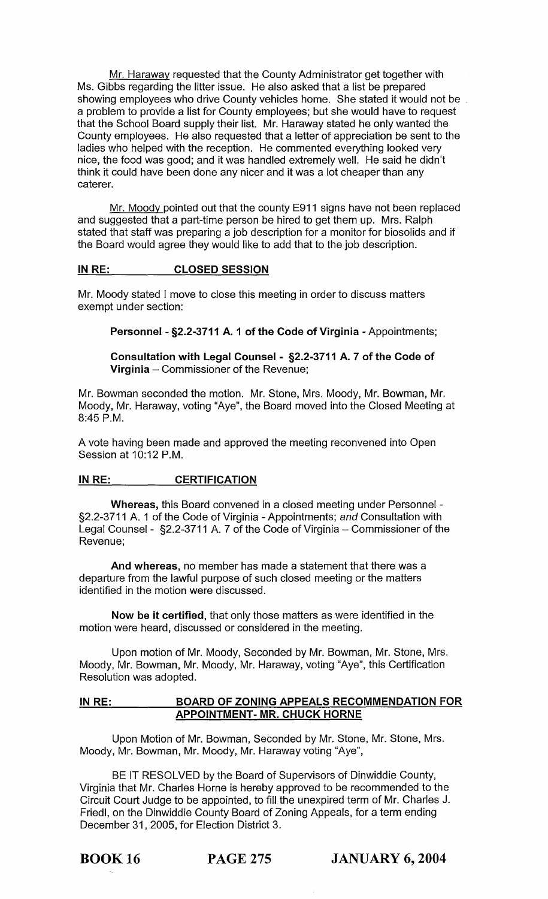Mr. Haraway requested that the County Administrator get together with Ms. Gibbs regarding the litter issue. He also asked that a list be prepared showing employees who drive County vehicles home. She stated it would not be a problem to provide a list for County employees; but she would have to request that the School Board supply their list. Mr. Haraway stated he only wanted the County employees. He also requested that a letter of appreciation be sent to the ladies who helped with the reception. He commented everything looked very nice, the food was good; and it was handled extremely well. He said he didn't think it could have been done any nicer and it was a lot cheaper than any caterer.

Mr. Moody pointed out that the county E911 signs have not been replaced and suggested that a part-time person be hired to get them up. Mrs. Ralph stated that staff was preparing a job description for a monitor for biosolids and if the Board would agree they would like to add that to the job description.

**IN RE: CLOSED SESSION**

Mr. Moody stated I move to close this meeting in order to discuss matters exempt under section:

**Personnel - §2.2-3711 A. 1 of the Code of Virginia -** Appointments;

**Consultation with Legal Counsel - §2.2-3711 A. 7 of the Code of Virginia** – Commissioner of the Revenue;

Mr. Bowman seconded the motion. Mr. Stone, Mrs. Moody, Mr. Bowman, Mr. Moody, Mr. Haraway, voting "Aye", the Board moved into the Closed Meeting at 8:45 P.M.

A vote having been made and approved the meeting reconvened into Open Session at 10:12 P.M.

**IN RE: CERTIFICATION**

**Whereas,** this Board convened in a closed meeting under Personnel - §2.2-3711 A. 1 of the Code of Virginia - Appointments; *and* Consultation with Legal Counsel - §2.2-3711 A. 7 of the Code of Virginia – Commissioner of the Revenue;

**And whereas,** no member has made a statement that there was a departure from the lawful purpose of such closed meeting or the matters identified in the motion were discussed.

**Now be it certified,** that only those matters as were identified in the motion were heard, discussed or considered in the meeting.

Upon motion of Mr. Moody, Seconded by Mr. Bowman, Mr. Stone, Mrs. Moody, Mr. Bowman, Mr. Moody, Mr. Haraway, voting "Aye", this Certification Resolution was adopted.

**IN RE: BOARD OF ZONING APPEALS RECOMMENDATION FOR APPOINTMENT- MR. CHUCK HORNE**

Upon Motion of Mr. Bowman, Seconded by Mr. Stone, Mr. Stone, Mrs. Moody, Mr. Bowman, Mr. Moody, Mr. Haraway voting "Aye",

BE IT RESOLVED by the Board of Supervisors of Dinwiddie County, Virginia that Mr. Charles Horne is hereby approved to be recommended to the Circuit Court Judge to be appointed, to fill the unexpired term of Mr. Charles J. Friedl, on the Dinwiddie County Board of Zoning Appeals, for a term ending December 31, 2005, for Election District 3.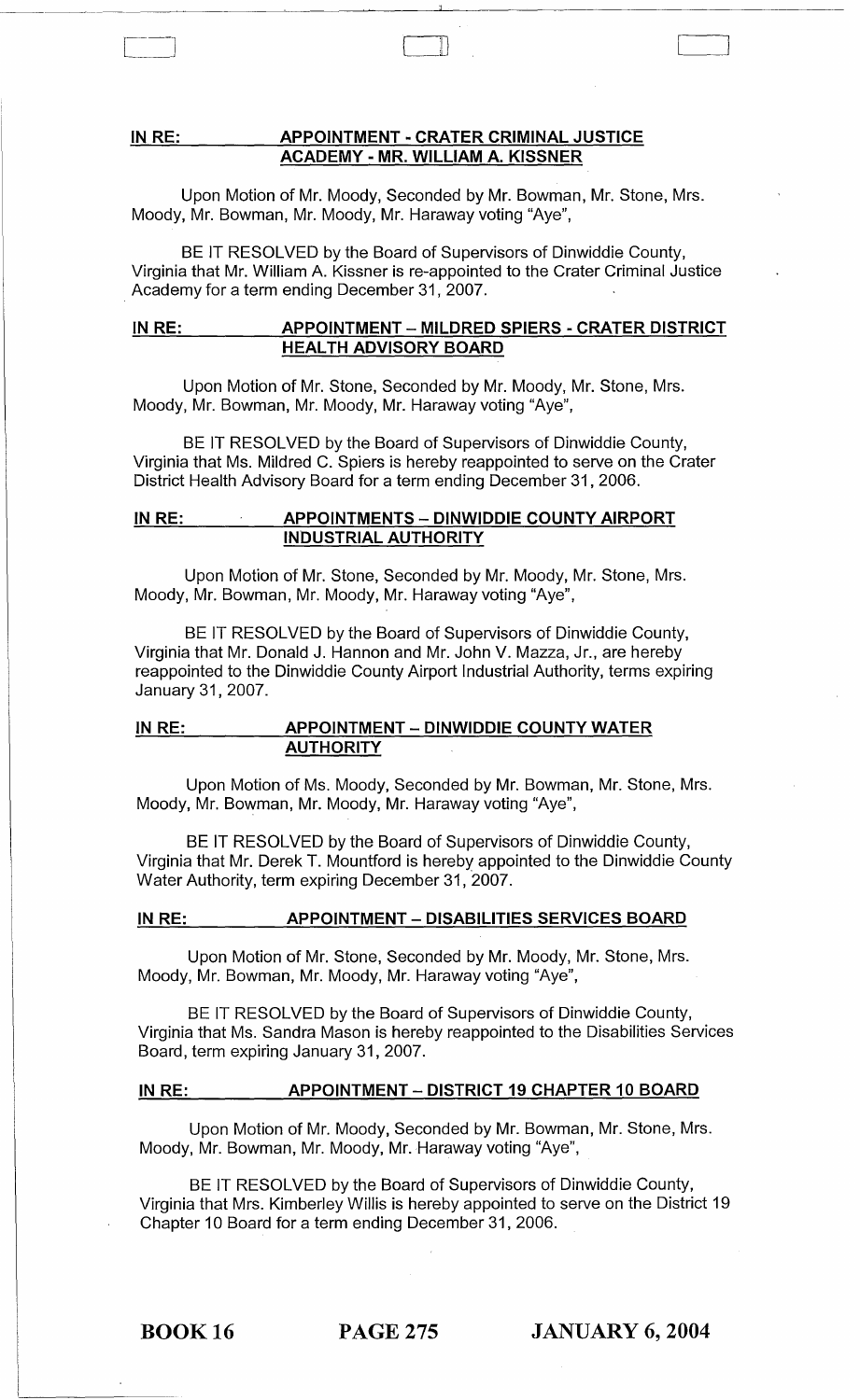**IN RE: APPOINTMENT - CRATER CRIMINAL JUSTICE ACADEMY - MR. WILLIAM A. KISSNER**

Upon Motion of Mr. Moody, Seconded by Mr. Bowman, Mr. Stone, Mrs. Moody, Mr. Bowman, Mr. Moody, Mr. Haraway voting "Aye",

BE IT RESOLVED by the Board of Supervisors of Dinwiddie County, Virginia that Mr. William A. Kissner is re-appointed to the Crater Criminal Justice Academy for a term ending December 31, 2007.

**IN RE: APPOINTMENT – MILDRED SPIERS - CRATER DISTRICT HEALTH ADVISORY BOARD**

Upon Motion of Mr. Stone, Seconded by Mr. Moody, Mr. Stone, Mrs. Moody, Mr. Bowman, Mr. Moody, Mr. Haraway voting "Aye",

BE IT RESOLVED by the Board of Supervisors of Dinwiddie County, Virginia that Ms. Mildred C. Spiers is hereby reappointed to serve on the Crater District Health Advisory Board for a term ending December 31, 2006.

**IN RE: APPOINTMENTS – DINWIDDIE COUNTY AIRPORT INDUSTRIAL AUTHORITY**

Upon Motion of Mr. Stone, Seconded by Mr. Moody, Mr. Stone, Mrs. Moody, Mr. Bowman, Mr. Moody, Mr. Haraway voting "Aye",

BE IT RESOLVED by the Board of Supervisors of Dinwiddie County, Virginia that Mr. Donald J. Hannon and Mr. John V. Mazza, Jr., are hereby reappointed to the Dinwiddie County Airport Industrial Authority, terms expiring January 31, 2007.

**IN RE: APPOINTMENT – DINWIDDIE COUNTY WATER AUTHORITY**

Upon Motion of Ms. Moody, Seconded by Mr. Bowman, Mr. Stone, Mrs. Moody, Mr. Bowman, Mr. Moody, Mr. Haraway voting "Aye",

BE IT RESOLVED by the Board of Supervisors of Dinwiddie County, Virginia that Mr. Derek T. Mountford is hereby appointed to the Dinwiddie County Water Authority, term expiring December 31, 2007.

**IN RE: APPOINTMENT – DISABILITIES SERVICES BOARD**

Upon Motion of Mr. Stone, Seconded by Mr. Moody, Mr. Stone, Mrs. Moody, Mr. Bowman, Mr. Moody, Mr. Haraway voting "Aye",

BE IT RESOLVED by the Board of Supervisors of Dinwiddie County, Virginia that Ms. Sandra Mason is hereby reappointed to the Disabilities Services Board, term expiring January 31, 2007.

**IN RE: APPOINTMENT – DISTRICT 19 CHAPTER 10 BOARD**

Upon Motion of Mr. Moody, Seconded by Mr. Bowman, Mr. Stone, Mrs. Moody, Mr. Bowman, Mr. Moody, Mr. Haraway voting "Aye",

BE IT RESOLVED by the Board of Supervisors of Dinwiddie County, Virginia that Mrs. Kimberley Willis is hereby appointed to serve on the District 19 Chapter 10 Board for a term ending December 31, 2006.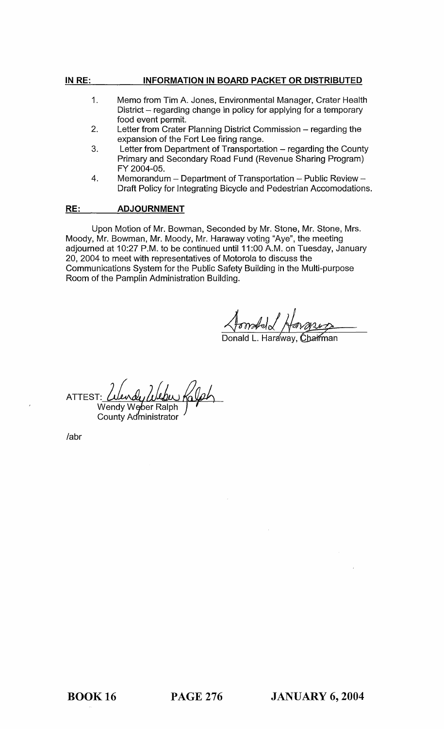**IN RE: INFORMATION IN BOARD PACKET OR DISTRIBUTED**

1. Memo from Tim A. Jones, Environmental Manager, Crater Health District – regarding change in policy for applying for a temporary food event permit.
2. Letter from Crater Planning District Commission – regarding the expansion of the Fort Lee firing range.
3. Letter from Department of Transportation – regarding the County Primary and Secondary Road Fund (Revenue Sharing Program) FY 2004-05.
4. Memorandum – Department of Transportation – Public Review – Draft Policy for Integrating Bicycle and Pedestrian Accomodations.

**RE: ADJOURNMENT**

Upon Motion of Mr. Bowman, Seconded by Mr. Stone, Mr. Stone, Mrs. Moody, Mr. Bowman, Mr. Moody, Mr. Haraway voting "Aye", the meeting adjourned at 10:27 P.M. to be continued until 11:00 A.M. on Tuesday, January 20, 2004 to meet with representatives of Motorola to discuss the Communications System for the Public Safety Building in the Multi-purpose Room of the Pamplin Administration Building.

Donald L. Haraway, Chairman

ATTEST: Wendy Weber Ralph
County Administrator

/abr

BOOK 16 PAGE 276 JANUARY 6, 2004